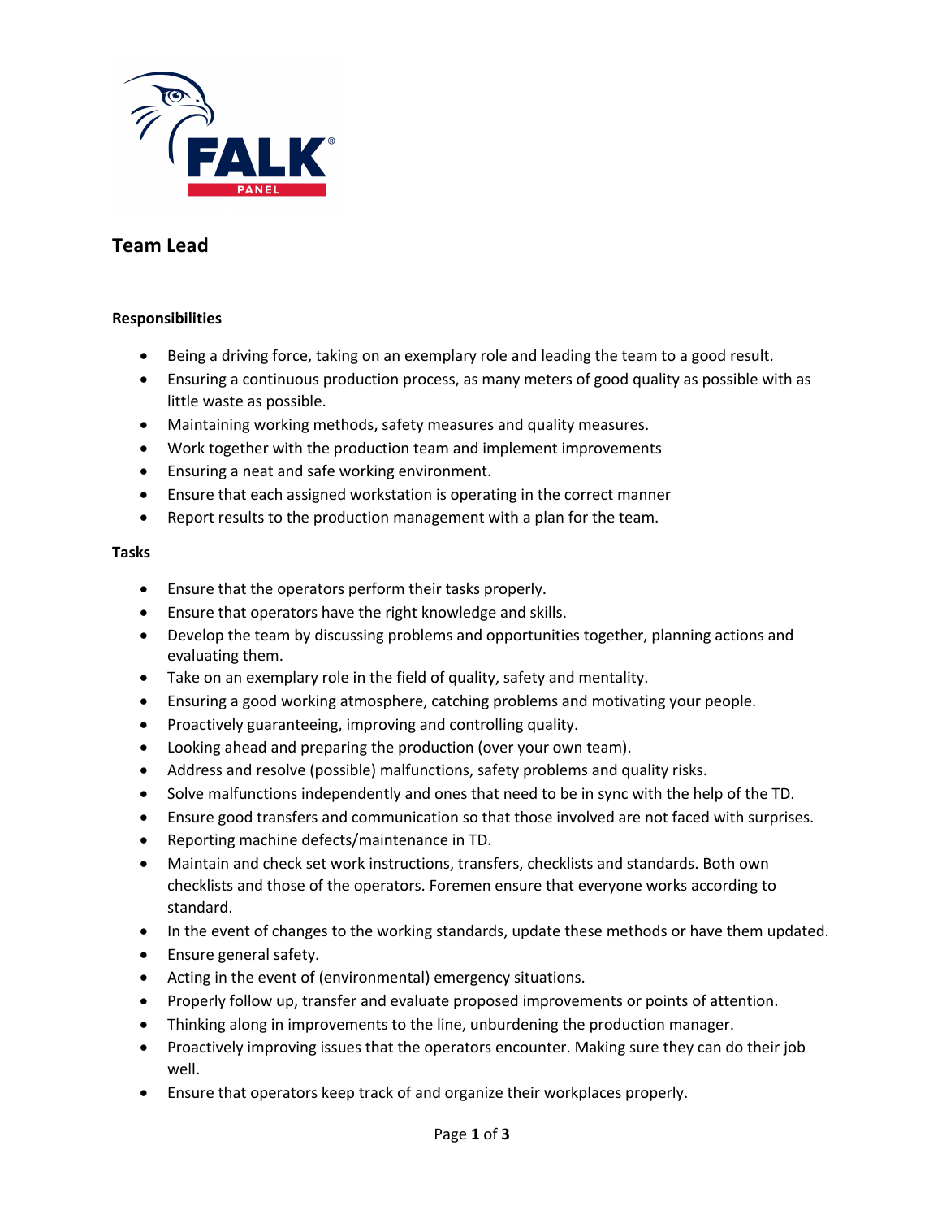# Team Lead

### Responsibilities

- Being a driving force, taking on an exemplary role and leading the team to a good result.
- Ensuring a continuous production process, as many meters of good quality as possible with as little waste as possible.
- Maintaining working methods, safety measures and quality measures.
- Work together with the production team and implement improvements
- Ensuring a neat and safe working environment.
- Ensure that each assigned workstation is operating in the correct manner
- Report results to the production management with a plan for the team.

### Tasks

- Ensure that the operators perform their tasks properly.
- Ensure that operators have the right knowledge and skills.
- Develop the team by discussing problems and opportunities together, planning actions and evaluating them.
- Take on an exemplary role in the field of quality, safety and mentality.
- Ensuring a good working atmosphere, catching problems and motivating your people.
- Proactively guaranteeing, improving and controlling quality.
- Looking ahead and preparing the production (over your own team).
- Address and resolve (possible) malfunctions, safety problems and quality risks.
- Solve malfunctions independently and ones that need to be in sync with the help of the TD.
- Ensure good transfers and communication so that those involved are not faced with surprises.
- Reporting machine defects/maintenance in TD.
- Maintain and check set work instructions, transfers, checklists and standards. Both own checklists and those of the operators. Foremen ensure that everyone works according to standard.
- In the event of changes to the working standards, update these methods or have them updated.
- Ensure general safety.
- Acting in the event of (environmental) emergency situations.
- Properly follow up, transfer and evaluate proposed improvements or points of attention.
- Thinking along in improvements to the line, unburdening the production manager.
- Proactively improving issues that the operators encounter. Making sure they can do their job well.
- Ensure that operators keep track of and organize their workplaces properly.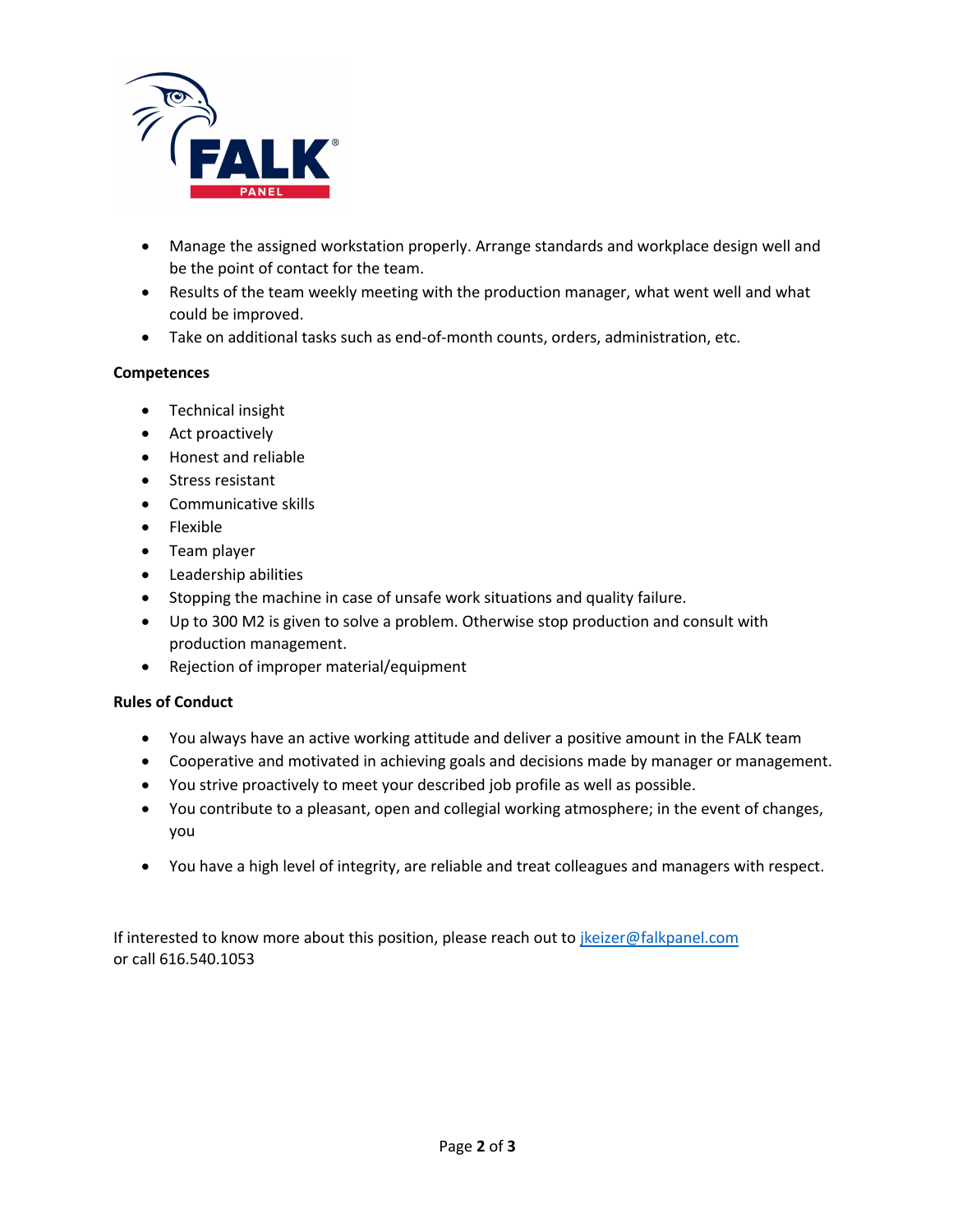- Manage the assigned workstation properly. Arrange standards and workplace design well and be the point of contact for the team.
- Results of the team weekly meeting with the production manager, what went well and what could be improved.
- Take on additional tasks such as end-of-month counts, orders, administration, etc.

**Competences**

- Technical insight
- Act proactively
- Honest and reliable
- Stress resistant
- Communicative skills
- Flexible
- Team player
- Leadership abilities
- Stopping the machine in case of unsafe work situations and quality failure.
- Up to 300 M2 is given to solve a problem. Otherwise stop production and consult with production management.
- Rejection of improper material/equipment

**Rules of Conduct**

- You always have an active working attitude and deliver a positive amount in the FALK team
- Cooperative and motivated in achieving goals and decisions made by manager or management.
- You strive proactively to meet your described job profile as well as possible.
- You contribute to a pleasant, open and collegial working atmosphere; in the event of changes, you
- You have a high level of integrity, are reliable and treat colleagues and managers with respect.

If interested to know more about this position, please reach out to jkeizer@falkpanel.com
or call 616.540.1053